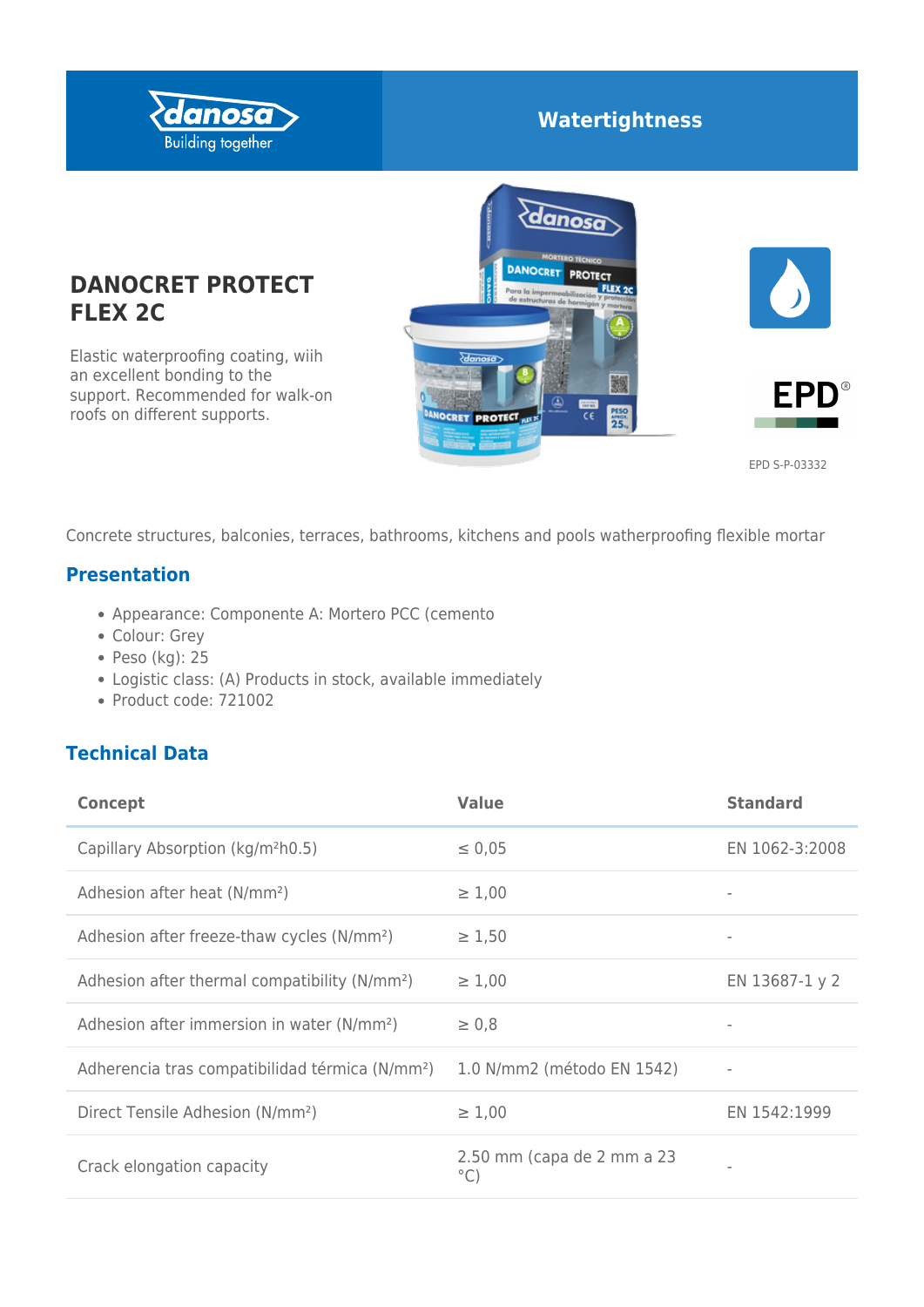danosa
Building together

Watertightness

# DANOCRET PROTECT FLEX 2C

Elastic waterproofing coating, wiih an excellent bonding to the support. Recommended for walk-on roofs on different supports.

EPD S-P-03332

Concrete structures, balconies, terraces, bathrooms, kitchens and pools watherproofing flexible mortar

## Presentation

- Appearance: Componente A: Mortero PCC (cemento
- Colour: Grey
- Peso (kg): 25
- Logistic class: (A) Products in stock, available immediately
- Product code: 721002

## Technical Data

| Concept | Value | Standard |
|---|---|---|
| Capillary Absorption (kg/m²h0.5) | ≤ 0,05 | EN 1062-3:2008 |
| Adhesion after heat (N/mm²) | ≥ 1,00 | - |
| Adhesion after freeze-thaw cycles (N/mm²) | ≥ 1,50 | - |
| Adhesion after thermal compatibility (N/mm²) | ≥ 1,00 | EN 13687-1 y 2 |
| Adhesion after immersion in water (N/mm²) | ≥ 0,8 | - |
| Adherencia tras compatibilidad térmica (N/mm²) | 1.0 N/mm2 (método EN 1542) | - |
| Direct Tensile Adhesion (N/mm²) | ≥ 1,00 | EN 1542:1999 |
| Crack elongation capacity | 2.50 mm (capa de 2 mm a 23 °C) | - |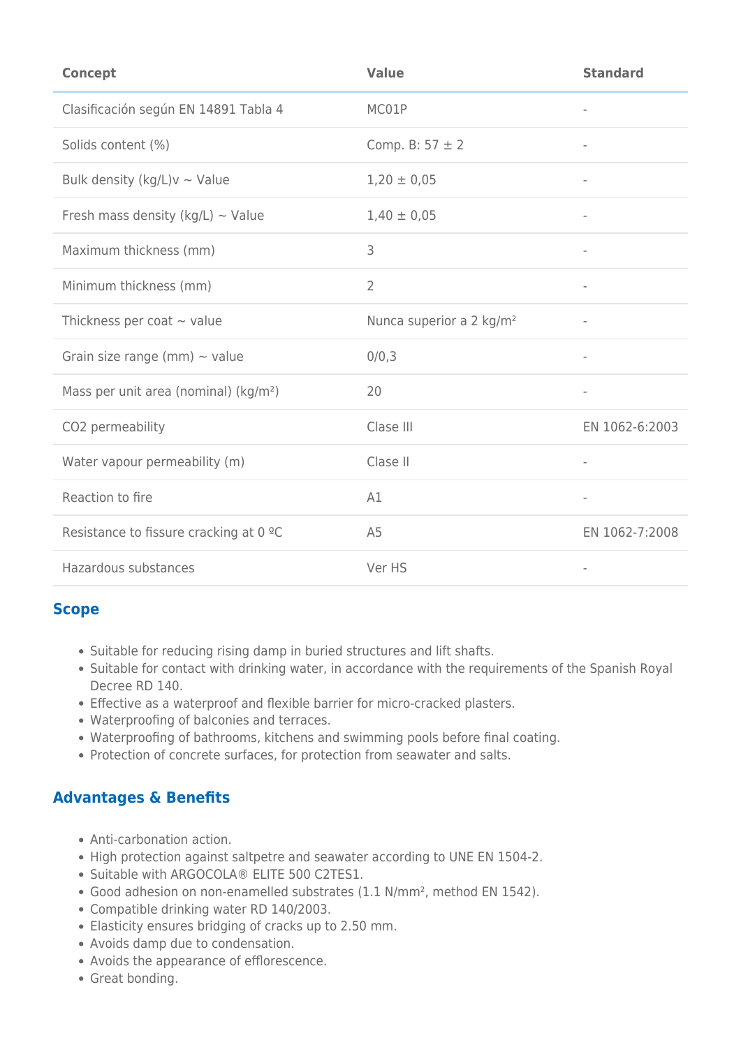| Concept | Value | Standard |
| --- | --- | --- |
| Clasificación según EN 14891 Tabla 4 | MC01P | - |
| Solids content (%) | Comp. B: 57 ± 2 | - |
| Bulk density (kg/L)v ~ Value | 1,20 ± 0,05 | - |
| Fresh mass density (kg/L) ~ Value | 1,40 ± 0,05 | - |
| Maximum thickness (mm) | 3 | - |
| Minimum thickness (mm) | 2 | - |
| Thickness per coat ~ value | Nunca superior a 2 kg/m² | - |
| Grain size range (mm) ~ value | 0/0,3 | - |
| Mass per unit area (nominal) (kg/m²) | 20 | - |
| $CO_2$ permeability | Clase III | EN 1062-6:2003 |
| Water vapour permeability (m) | Clase II | - |
| Reaction to fire | A1 | - |
| Resistance to fissure cracking at 0 ºC | A5 | EN 1062-7:2008 |
| Hazardous substances | Ver HS | - |

## Scope

- Suitable for reducing rising damp in buried structures and lift shafts.
- Suitable for contact with drinking water, in accordance with the requirements of the Spanish Royal Decree RD 140.
- Effective as a waterproof and flexible barrier for micro-cracked plasters.
- Waterproofing of balconies and terraces.
- Waterproofing of bathrooms, kitchens and swimming pools before final coating.
- Protection of concrete surfaces, for protection from seawater and salts.

## Advantages & Benefits

- Anti-carbonation action.
- High protection against saltpetre and seawater according to UNE EN 1504-2.
- Suitable with ARGOCOLA® ELITE 500 C2TES1.
- Good adhesion on non-enamelled substrates (1.1 N/mm², method EN 1542).
- Compatible drinking water RD 140/2003.
- Elasticity ensures bridging of cracks up to 2.50 mm.
- Avoids damp due to condensation.
- Avoids the appearance of efflorescence.
- Great bonding.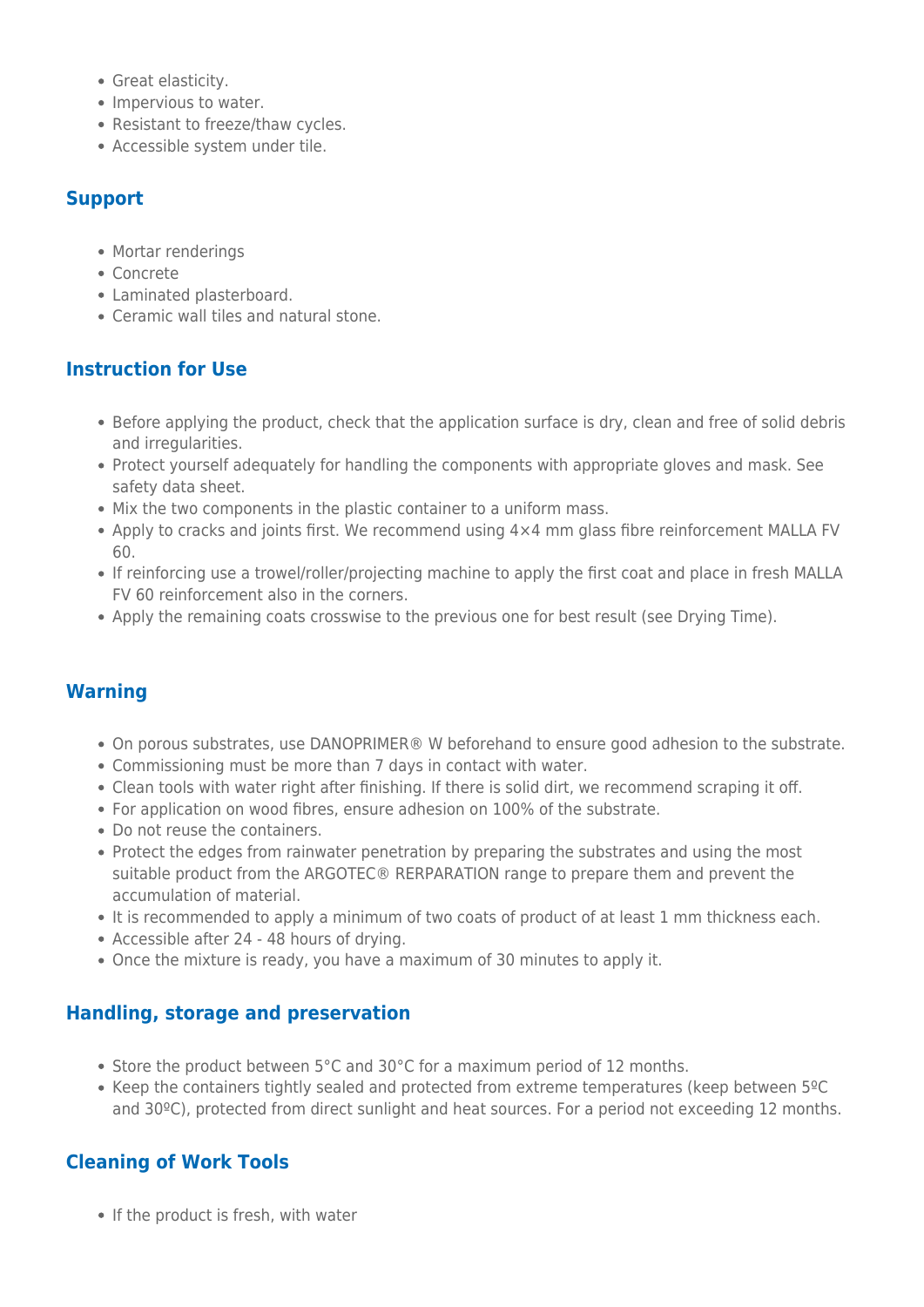- Great elasticity.
- Impervious to water.
- Resistant to freeze/thaw cycles.
- Accessible system under tile.

## Support

- Mortar renderings
- Concrete
- Laminated plasterboard.
- Ceramic wall tiles and natural stone.

## Instruction for Use

- Before applying the product, check that the application surface is dry, clean and free of solid debris and irregularities.
- Protect yourself adequately for handling the components with appropriate gloves and mask. See safety data sheet.
- Mix the two components in the plastic container to a uniform mass.
- Apply to cracks and joints first. We recommend using 4×4 mm glass fibre reinforcement MALLA FV 60.
- If reinforcing use a trowel/roller/projecting machine to apply the first coat and place in fresh MALLA FV 60 reinforcement also in the corners.
- Apply the remaining coats crosswise to the previous one for best result (see Drying Time).

## Warning

- On porous substrates, use DANOPRIMER® W beforehand to ensure good adhesion to the substrate.
- Commissioning must be more than 7 days in contact with water.
- Clean tools with water right after finishing. If there is solid dirt, we recommend scraping it off.
- For application on wood fibres, ensure adhesion on 100% of the substrate.
- Do not reuse the containers.
- Protect the edges from rainwater penetration by preparing the substrates and using the most suitable product from the ARGOTEC® RERPARATION range to prepare them and prevent the accumulation of material.
- It is recommended to apply a minimum of two coats of product of at least 1 mm thickness each.
- Accessible after 24 - 48 hours of drying.
- Once the mixture is ready, you have a maximum of 30 minutes to apply it.

## Handling, storage and preservation

- Store the product between 5°C and 30°C for a maximum period of 12 months.
- Keep the containers tightly sealed and protected from extreme temperatures (keep between 5ºC and 30ºC), protected from direct sunlight and heat sources. For a period not exceeding 12 months.

## Cleaning of Work Tools

- If the product is fresh, with water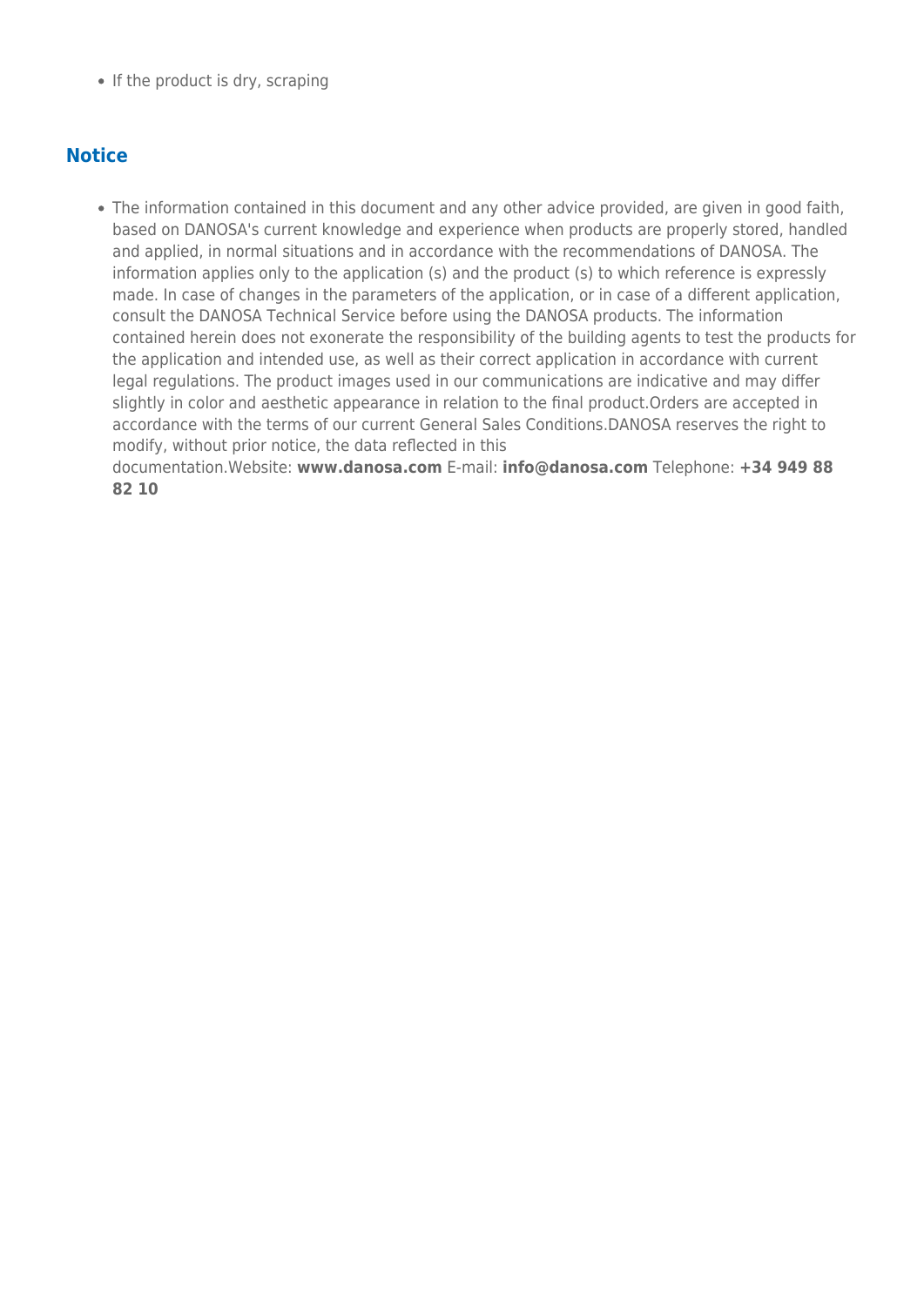- If the product is dry, scraping

## Notice

- The information contained in this document and any other advice provided, are given in good faith, based on DANOSA's current knowledge and experience when products are properly stored, handled and applied, in normal situations and in accordance with the recommendations of DANOSA. The information applies only to the application (s) and the product (s) to which reference is expressly made. In case of changes in the parameters of the application, or in case of a different application, consult the DANOSA Technical Service before using the DANOSA products. The information contained herein does not exonerate the responsibility of the building agents to test the products for the application and intended use, as well as their correct application in accordance with current legal regulations. The product images used in our communications are indicative and may differ slightly in color and aesthetic appearance in relation to the final product.Orders are accepted in accordance with the terms of our current General Sales Conditions.DANOSA reserves the right to modify, without prior notice, the data reflected in this documentation.Website: **www.danosa.com** E-mail: **info@danosa.com** Telephone: **+34 949 88 82 10**